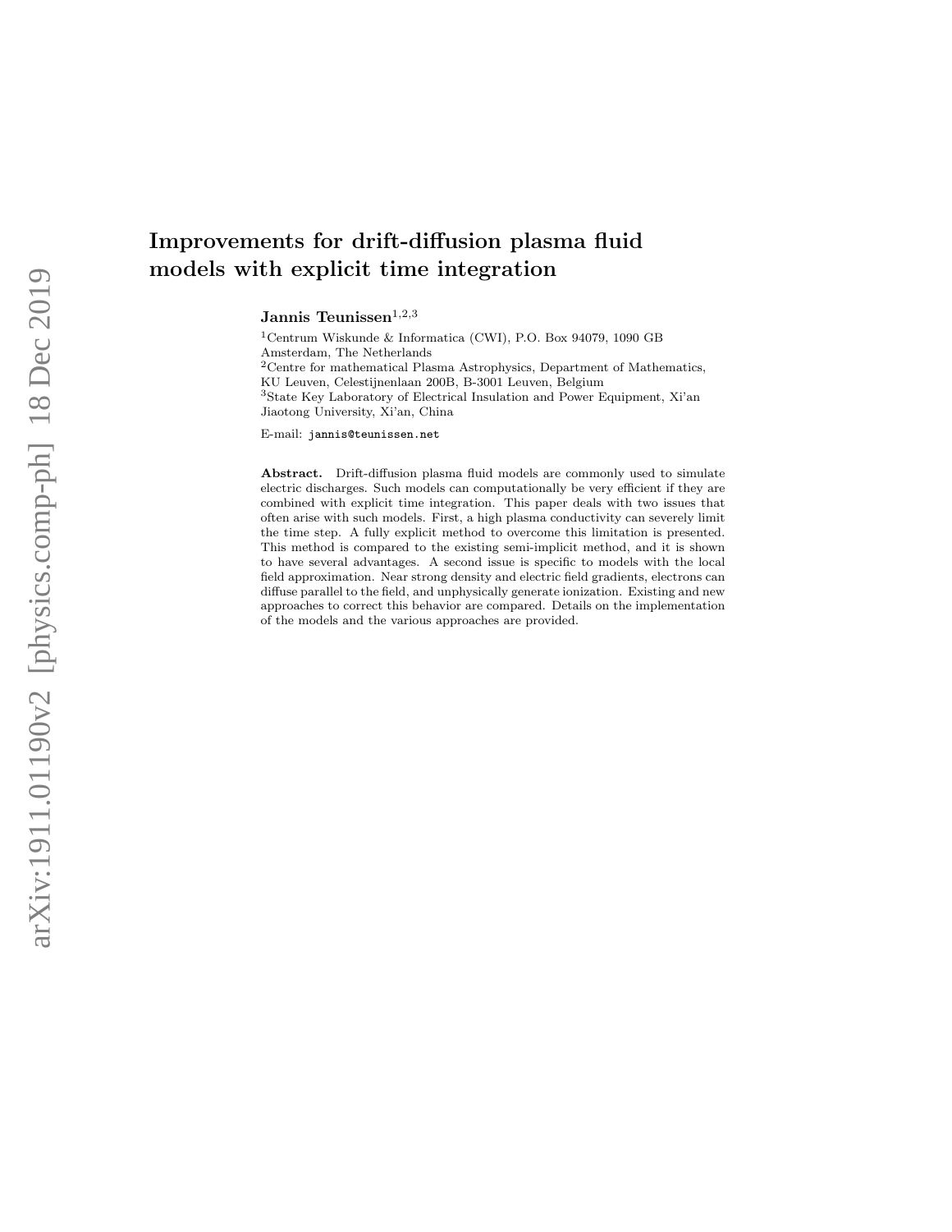# Improvements for drift-diffusion plasma fluid models with explicit time integration

**Jannis Teunissen**[1,2,3]

[1]Centrum Wiskunde & Informatica (CWI), P.O. Box 94079, 1090 GB Amsterdam, The Netherlands

[2]Centre for mathematical Plasma Astrophysics, Department of Mathematics, KU Leuven, Celestijnenlaan 200B, B-3001 Leuven, Belgium

[3]State Key Laboratory of Electrical Insulation and Power Equipment, Xi'an Jiaotong University, Xi'an, China

E-mail: `jannis@teunissen.net`

**Abstract.** Drift-diffusion plasma fluid models are commonly used to simulate electric discharges. Such models can computationally be very efficient if they are combined with explicit time integration. This paper deals with two issues that often arise with such models. First, a high plasma conductivity can severely limit the time step. A fully explicit method to overcome this limitation is presented. This method is compared to the existing semi-implicit method, and it is shown to have several advantages. A second issue is specific to models with the local field approximation. Near strong density and electric field gradients, electrons can diffuse parallel to the field, and unphysically generate ionization. Existing and new approaches to correct this behavior are compared. Details on the implementation of the models and the various approaches are provided.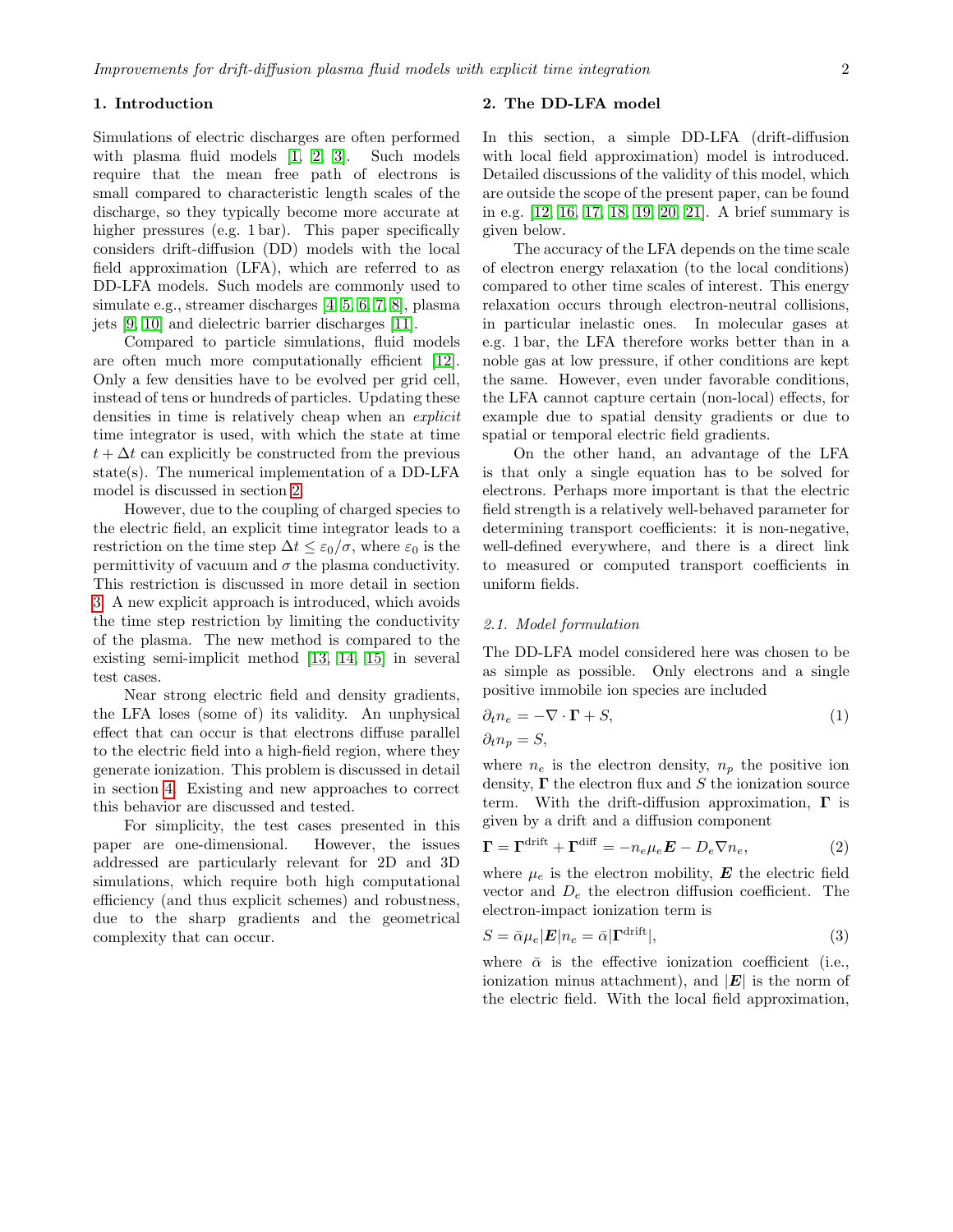## 1. Introduction

Simulations of electric discharges are often performed with plasma fluid models [1, 2, 3]. Such models require that the mean free path of electrons is small compared to characteristic length scales of the discharge, so they typically become more accurate at higher pressures (e.g. 1 bar). This paper specifically considers drift-diffusion (DD) models with the local field approximation (LFA), which are referred to as DD-LFA models. Such models are commonly used to simulate e.g., streamer discharges [4, 5, 6, 7, 8], plasma jets [9, 10] and dielectric barrier discharges [11].

Compared to particle simulations, fluid models are often much more computationally efficient [12]. Only a few densities have to be evolved per grid cell, instead of tens or hundreds of particles. Updating these densities in time is relatively cheap when an *explicit* time integrator is used, with which the state at time $t + \Delta t$ can explicitly be constructed from the previous state(s). The numerical implementation of a DD-LFA model is discussed in section 2.

However, due to the coupling of charged species to the electric field, an explicit time integrator leads to a restriction on the time step $\Delta t \leq \varepsilon_0/\sigma$, where $\varepsilon_0$ is the permittivity of vacuum and $\sigma$ the plasma conductivity. This restriction is discussed in more detail in section 3. A new explicit approach is introduced, which avoids the time step restriction by limiting the conductivity of the plasma. The new method is compared to the existing semi-implicit method [13, 14, 15] in several test cases.

Near strong electric field and density gradients, the LFA loses (some of) its validity. An unphysical effect that can occur is that electrons diffuse parallel to the electric field into a high-field region, where they generate ionization. This problem is discussed in detail in section 4. Existing and new approaches to correct this behavior are discussed and tested.

For simplicity, the test cases presented in this paper are one-dimensional. However, the issues addressed are particularly relevant for 2D and 3D simulations, which require both high computational efficiency (and thus explicit schemes) and robustness, due to the sharp gradients and the geometrical complexity that can occur.

## 2. The DD-LFA model

In this section, a simple DD-LFA (drift-diffusion with local field approximation) model is introduced. Detailed discussions of the validity of this model, which are outside the scope of the present paper, can be found in e.g. [12, 16, 17, 18, 19, 20, 21]. A brief summary is given below.

The accuracy of the LFA depends on the time scale of electron energy relaxation (to the local conditions) compared to other time scales of interest. This energy relaxation occurs through electron-neutral collisions, in particular inelastic ones. In molecular gases at e.g. 1 bar, the LFA therefore works better than in a noble gas at low pressure, if other conditions are kept the same. However, even under favorable conditions, the LFA cannot capture certain (non-local) effects, for example due to spatial density gradients or due to spatial or temporal electric field gradients.

On the other hand, an advantage of the LFA is that only a single equation has to be solved for electrons. Perhaps more important is that the electric field strength is a relatively well-behaved parameter for determining transport coefficients: it is non-negative, well-defined everywhere, and there is a direct link to measured or computed transport coefficients in uniform fields.

### 2.1. Model formulation

The DD-LFA model considered here was chosen to be as simple as possible. Only electrons and a single positive immobile ion species are included

$$\begin{aligned} \partial_t n_e &= -\nabla \cdot \mathbf{\Gamma} + S, \\ \partial_t n_p &= S, \end{aligned} \tag{1}$$

where $n_e$ is the electron density, $n_p$ the positive ion density, $\mathbf{\Gamma}$ the electron flux and $S$ the ionization source term. With the drift-diffusion approximation, $\mathbf{\Gamma}$ is given by a drift and a diffusion component

$$\mathbf{\Gamma} = \mathbf{\Gamma}^{\text{drift}} + \mathbf{\Gamma}^{\text{diff}} = -n_e \mu_e \boldsymbol{E} - D_e \nabla n_e, \tag{2}$$

where $\mu_e$ is the electron mobility, $\boldsymbol{E}$ the electric field vector and $D_e$ the electron diffusion coefficient. The electron-impact ionization term is

$$S = \bar{\alpha} \mu_e |\boldsymbol{E}| n_e = \bar{\alpha} |\mathbf{\Gamma}^{\text{drift}}|, \tag{3}$$

where $\bar{\alpha}$ is the effective ionization coefficient (i.e., ionization minus attachment), and $|\boldsymbol{E}|$ is the norm of the electric field. With the local field approximation,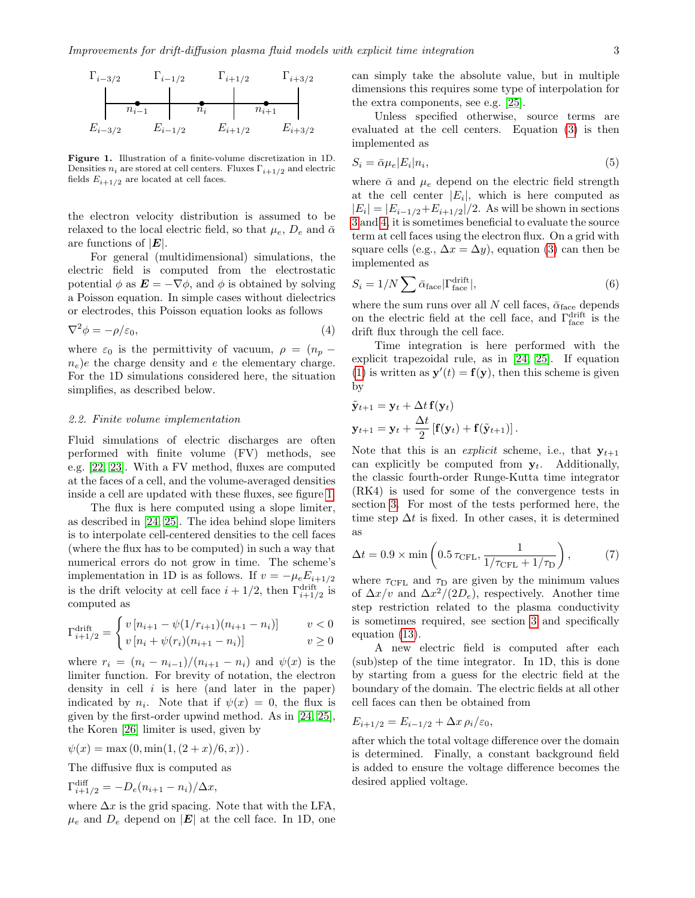Figure 1. Illustration of a finite-volume discretization in 1D. Densities $n_i$ are stored at cell centers. Fluxes $\Gamma_{i+1/2}$ and electric fields $E_{i+1/2}$ are located at cell faces.

the electron velocity distribution is assumed to be relaxed to the local electric field, so that $\mu_e$, $D_e$ and $\bar{\alpha}$ are functions of $|\boldsymbol{E}|$.

For general (multidimensional) simulations, the electric field is computed from the electrostatic potential $\phi$ as $\boldsymbol{E} = -\nabla\phi$, and $\phi$ is obtained by solving a Poisson equation. In simple cases without dielectrics or electrodes, this Poisson equation looks as follows

$$\nabla^2\phi = -\rho/\varepsilon_0, \tag{4}$$

where $\varepsilon_0$ is the permittivity of vacuum, $\rho = (n_p - n_e)e$ the charge density and $e$ the elementary charge. For the 1D simulations considered here, the situation simplifies, as described below.

### 2.2. Finite volume implementation

Fluid simulations of electric discharges are often performed with finite volume (FV) methods, see e.g. [22, 23]. With a FV method, fluxes are computed at the faces of a cell, and the volume-averaged densities inside a cell are updated with these fluxes, see figure 1.

The flux is here computed using a slope limiter, as described in [24, 25]. The idea behind slope limiters is to interpolate cell-centered densities to the cell faces (where the flux has to be computed) in such a way that numerical errors do not grow in time. The scheme's implementation in 1D is as follows. If $v = -\mu_e E_{i+1/2}$ is the drift velocity at cell face $i + 1/2$, then $\Gamma^{\text{drift}}_{i+1/2}$ is computed as

$$\Gamma^{\text{drift}}_{i+1/2} = \begin{cases} v\left[n_{i+1} - \psi(1/r_{i+1})(n_{i+1} - n_i)\right] & v < 0 \\ v\left[n_i + \psi(r_i)(n_{i+1} - n_i)\right] & v \geq 0 \end{cases}$$

where $r_i = (n_i - n_{i-1})/(n_{i+1} - n_i)$ and $\psi(x)$ is the limiter function. For brevity of notation, the electron density in cell $i$ is here (and later in the paper) indicated by $n_i$. Note that if $\psi(x) = 0$, the flux is given by the first-order upwind method. As in [24, 25], the Koren [26] limiter is used, given by

$$\psi(x) = \max\left(0, \min(1, (2 + x)/6, x)\right).$$

The diffusive flux is computed as

$$\Gamma^{\text{diff}}_{i+1/2} = -D_e(n_{i+1} - n_i)/\Delta x,$$

where $\Delta x$ is the grid spacing. Note that with the LFA, $\mu_e$ and $D_e$ depend on $|\boldsymbol{E}|$ at the cell face. In 1D, one can simply take the absolute value, but in multiple dimensions this requires some type of interpolation for the extra components, see e.g. [25].

Unless specified otherwise, source terms are evaluated at the cell centers. Equation (3) is then implemented as

$$S_i = \bar{\alpha}\mu_e|E_i|n_i, \tag{5}$$

where $\bar{\alpha}$ and $\mu_e$ depend on the electric field strength at the cell center $|E_i|$, which is here computed as $|E_i| = |E_{i-1/2} + E_{i+1/2}|/2$. As will be shown in sections 3 and 4, it is sometimes beneficial to evaluate the source term at cell faces using the electron flux. On a grid with square cells (e.g., $\Delta x = \Delta y$), equation (3) can then be implemented as

$$S_i = 1/N \sum \bar{\alpha}_{\text{face}}|\Gamma^{\text{drift}}_{\text{face}}|, \tag{6}$$

where the sum runs over all $N$ cell faces, $\bar{\alpha}_{\text{face}}$ depends on the electric field at the cell face, and $\Gamma^{\text{drift}}_{\text{face}}$ is the drift flux through the cell face.

Time integration is here performed with the explicit trapezoidal rule, as in [24, 25]. If equation (1) is written as $\mathbf{y}'(t) = \mathbf{f}(\mathbf{y})$, then this scheme is given by

$$\tilde{\mathbf{y}}_{t+1} = \mathbf{y}_t + \Delta t\, \mathbf{f}(\mathbf{y}_t)$$
$$\mathbf{y}_{t+1} = \mathbf{y}_t + \frac{\Delta t}{2}\left[\mathbf{f}(\mathbf{y}_t) + \mathbf{f}(\tilde{\mathbf{y}}_{t+1})\right].$$

Note that this is an *explicit* scheme, i.e., that $\mathbf{y}_{t+1}$ can explicitly be computed from $\mathbf{y}_t$. Additionally, the classic fourth-order Runge-Kutta time integrator (RK4) is used for some of the convergence tests in section 3. For most of the tests performed here, the time step $\Delta t$ is fixed. In other cases, it is determined as

$$\Delta t = 0.9 \times \min\left(0.5\,\tau_{\text{CFL}}, \frac{1}{1/\tau_{\text{CFL}} + 1/\tau_{\text{D}}}\right), \tag{7}$$

where $\tau_{\text{CFL}}$ and $\tau_{\text{D}}$ are given by the minimum values of $\Delta x/v$ and $\Delta x^2/(2D_e)$, respectively. Another time step restriction related to the plasma conductivity is sometimes required, see section 3 and specifically equation (13).

A new electric field is computed after each (sub)step of the time integrator. In 1D, this is done by starting from a guess for the electric field at the boundary of the domain. The electric fields at all other cell faces can then be obtained from

$$E_{i+1/2} = E_{i-1/2} + \Delta x\, \rho_i/\varepsilon_0,$$

after which the total voltage difference over the domain is determined. Finally, a constant background field is added to ensure the voltage difference becomes the desired applied voltage.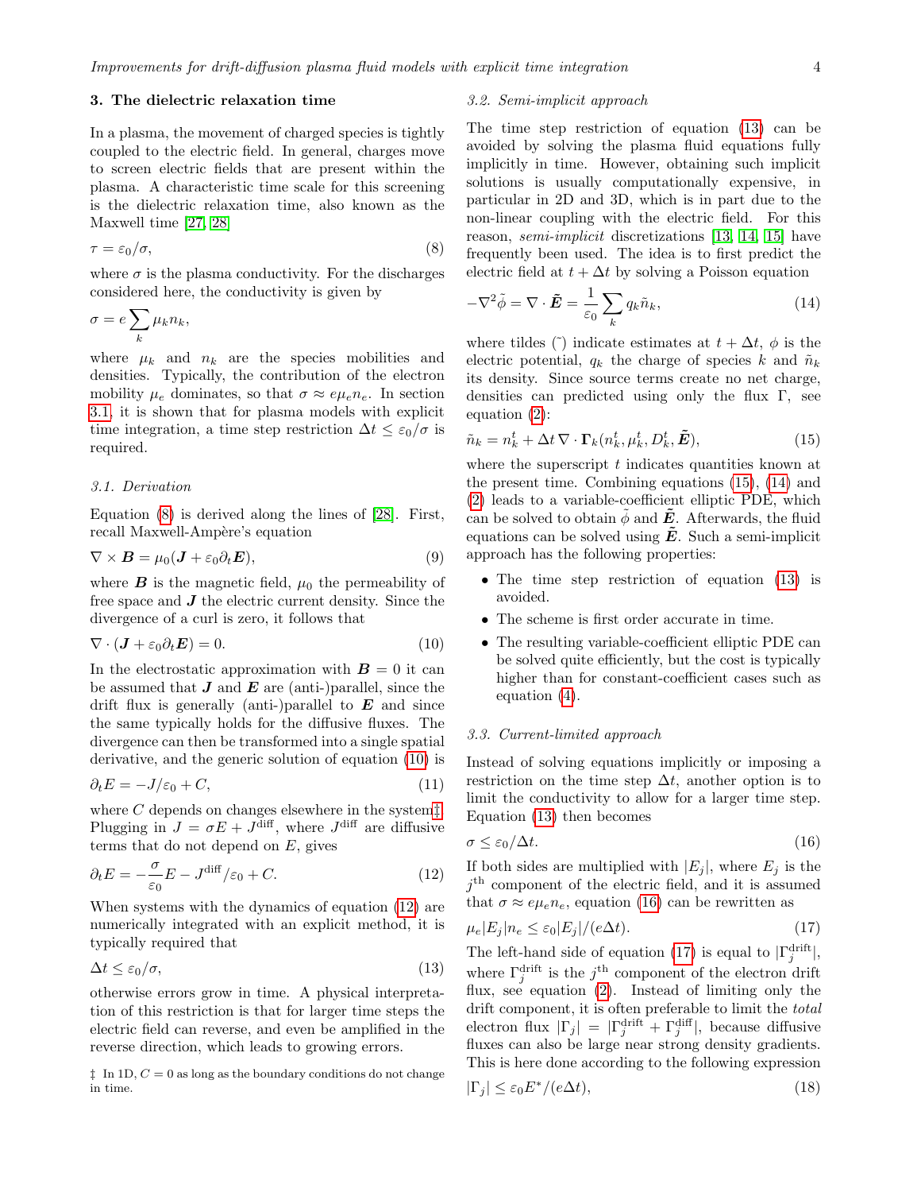## 3. The dielectric relaxation time

In a plasma, the movement of charged species is tightly coupled to the electric field. In general, charges move to screen electric fields that are present within the plasma. A characteristic time scale for this screening is the dielectric relaxation time, also known as the Maxwell time [27, 28]

$$\tau = \varepsilon_0/\sigma, \tag{8}$$

where $\sigma$ is the plasma conductivity. For the discharges considered here, the conductivity is given by

$$\sigma = e\sum_k \mu_k n_k,$$

where $\mu_k$ and $n_k$ are the species mobilities and densities. Typically, the contribution of the electron mobility $\mu_e$ dominates, so that $\sigma \approx e\mu_e n_e$. In section 3.1, it is shown that for plasma models with explicit time integration, a time step restriction $\Delta t \leq \varepsilon_0/\sigma$ is required.

### 3.1. Derivation

Equation (8) is derived along the lines of [28]. First, recall Maxwell-Ampère's equation

$$\nabla \times \boldsymbol{B} = \mu_0(\boldsymbol{J} + \varepsilon_0 \partial_t \boldsymbol{E}), \tag{9}$$

where $\boldsymbol{B}$ is the magnetic field, $\mu_0$ the permeability of free space and $\boldsymbol{J}$ the electric current density. Since the divergence of a curl is zero, it follows that

$$\nabla \cdot (\boldsymbol{J} + \varepsilon_0 \partial_t \boldsymbol{E}) = 0. \tag{10}$$

In the electrostatic approximation with $\boldsymbol{B} = 0$ it can be assumed that $\boldsymbol{J}$ and $\boldsymbol{E}$ are (anti-)parallel, since the drift flux is generally (anti-)parallel to $\boldsymbol{E}$ and since the same typically holds for the diffusive fluxes. The divergence can then be transformed into a single spatial derivative, and the generic solution of equation (10) is

$$\partial_t E = -J/\varepsilon_0 + C, \tag{11}$$

where $C$ depends on changes elsewhere in the system‡. Plugging in $J = \sigma E + J^{\mathrm{diff}}$, where $J^{\mathrm{diff}}$ are diffusive terms that do not depend on $E$, gives

$$\partial_t E = -\frac{\sigma}{\varepsilon_0} E - J^{\mathrm{diff}}/\varepsilon_0 + C. \tag{12}$$

When systems with the dynamics of equation (12) are numerically integrated with an explicit method, it is typically required that

$$\Delta t \leq \varepsilon_0/\sigma, \tag{13}$$

otherwise errors grow in time. A physical interpretation of this restriction is that for larger time steps the electric field can reverse, and even be amplified in the reverse direction, which leads to growing errors.

‡ In 1D, $C = 0$ as long as the boundary conditions do not change in time.

### 3.2. Semi-implicit approach

The time step restriction of equation (13) can be avoided by solving the plasma fluid equations fully implicitly in time. However, obtaining such implicit solutions is usually computationally expensive, in particular in 2D and 3D, which is in part due to the non-linear coupling with the electric field. For this reason, *semi-implicit* discretizations [13, 14, 15] have frequently been used. The idea is to first predict the electric field at $t + \Delta t$ by solving a Poisson equation

$$-\nabla^2 \tilde{\phi} = \nabla \cdot \tilde{\boldsymbol{E}} = \frac{1}{\varepsilon_0}\sum_k q_k \tilde{n}_k, \tag{14}$$

where tildes (˜) indicate estimates at $t + \Delta t$, $\phi$ is the electric potential, $q_k$ the charge of species $k$ and $\tilde{n}_k$ its density. Since source terms create no net charge, densities can predicted using only the flux $\Gamma$, see equation (2):

$$\tilde{n}_k = n_k^t + \Delta t\, \nabla \cdot \boldsymbol{\Gamma}_k(n_k^t, \mu_k^t, D_k^t, \tilde{\boldsymbol{E}}), \tag{15}$$

where the superscript $t$ indicates quantities known at the present time. Combining equations (15), (14) and (2) leads to a variable-coefficient elliptic PDE, which can be solved to obtain $\tilde{\phi}$ and $\tilde{\boldsymbol{E}}$. Afterwards, the fluid equations can be solved using $\tilde{\boldsymbol{E}}$. Such a semi-implicit approach has the following properties:

- The time step restriction of equation (13) is avoided.
- The scheme is first order accurate in time.
- The resulting variable-coefficient elliptic PDE can be solved quite efficiently, but the cost is typically higher than for constant-coefficient cases such as equation (4).

### 3.3. Current-limited approach

Instead of solving equations implicitly or imposing a restriction on the time step $\Delta t$, another option is to limit the conductivity to allow for a larger time step. Equation (13) then becomes

$$\sigma \leq \varepsilon_0/\Delta t. \tag{16}$$

If both sides are multiplied with $|E_j|$, where $E_j$ is the $j^{\mathrm{th}}$ component of the electric field, and it is assumed that $\sigma \approx e\mu_e n_e$, equation (16) can be rewritten as

$$\mu_e |E_j| n_e \leq \varepsilon_0 |E_j|/(e\Delta t). \tag{17}$$

The left-hand side of equation (17) is equal to $|\Gamma_j^{\mathrm{drift}}|$, where $\Gamma_j^{\mathrm{drift}}$ is the $j^{\mathrm{th}}$ component of the electron drift flux, see equation (2). Instead of limiting only the drift component, it is often preferable to limit the *total* electron flux $|\Gamma_j| = |\Gamma_j^{\mathrm{drift}} + \Gamma_j^{\mathrm{diff}}|$, because diffusive fluxes can also be large near strong density gradients. This is here done according to the following expression

$$|\Gamma_j| \leq \varepsilon_0 E^*/(e\Delta t), \tag{18}$$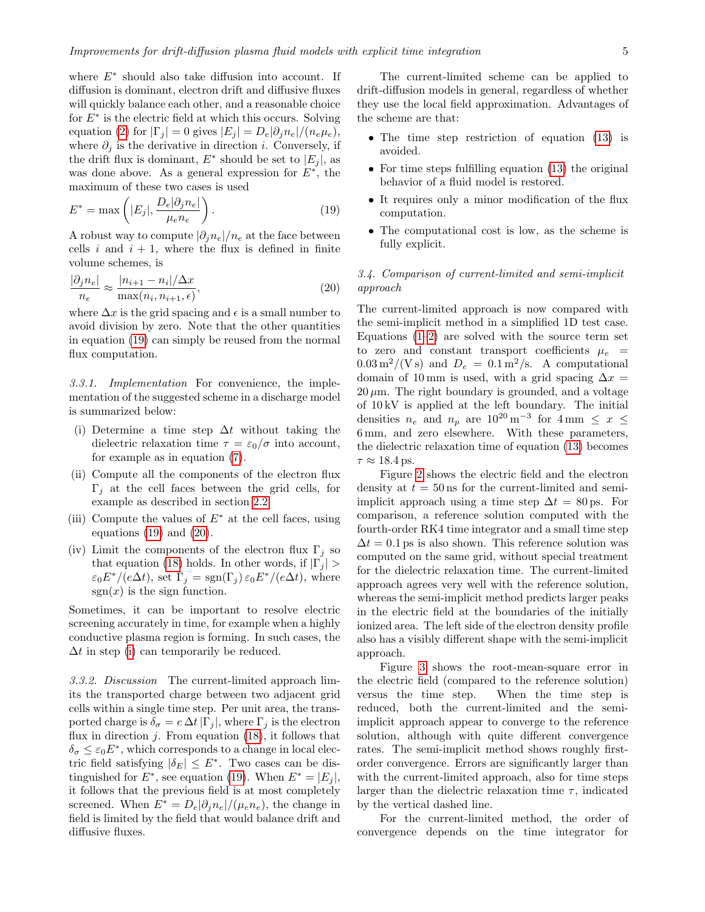where $E^*$ should also take diffusion into account. If diffusion is dominant, electron drift and diffusive fluxes will quickly balance each other, and a reasonable choice for $E^*$ is the electric field at which this occurs. Solving equation (2) for $|\Gamma_j| = 0$ gives $|E_j| = D_e|\partial_j n_e|/(n_e \mu_e)$, where $\partial_j$ is the derivative in direction $i$. Conversely, if the drift flux is dominant, $E^*$ should be set to $|E_j|$, as was done above. As a general expression for $E^*$, the maximum of these two cases is used

$$E^* = \max\left(|E_j|, \frac{D_e|\partial_j n_e|}{\mu_e n_e}\right). \tag{19}$$

A robust way to compute $|\partial_j n_e|/n_e$ at the face between cells $i$ and $i+1$, where the flux is defined in finite volume schemes, is

$$\frac{|\partial_j n_e|}{n_e} \approx \frac{|n_{i+1} - n_i|/\Delta x}{\max(n_i, n_{i+1}, \epsilon)}, \tag{20}$$

where $\Delta x$ is the grid spacing and $\epsilon$ is a small number to avoid division by zero. Note that the other quantities in equation (19) can simply be reused from the normal flux computation.

*3.3.1. Implementation* For convenience, the implementation of the suggested scheme in a discharge model is summarized below:

(i) Determine a time step $\Delta t$ without taking the dielectric relaxation time $\tau = \varepsilon_0/\sigma$ into account, for example as in equation (7).

(ii) Compute all the components of the electron flux $\Gamma_j$ at the cell faces between the grid cells, for example as described in section 2.2.

(iii) Compute the values of $E^*$ at the cell faces, using equations (19) and (20).

(iv) Limit the components of the electron flux $\Gamma_j$ so that equation (18) holds. In other words, if $|\Gamma_j| > \varepsilon_0 E^*/(e\Delta t)$, set $\Gamma_j = \mathrm{sgn}(\Gamma_j)\,\varepsilon_0 E^*/(e\Delta t)$, where $\mathrm{sgn}(x)$ is the sign function.

Sometimes, it can be important to resolve electric screening accurately in time, for example when a highly conductive plasma region is forming. In such cases, the $\Delta t$ in step (i) can temporarily be reduced.

*3.3.2. Discussion* The current-limited approach limits the transported charge between two adjacent grid cells within a single time step. Per unit area, the transported charge is $\delta_\sigma = e\,\Delta t\,|\Gamma_j|$, where $\Gamma_j$ is the electron flux in direction $j$. From equation (18), it follows that $\delta_\sigma \leq \varepsilon_0 E^*$, which corresponds to a change in local electric field satisfying $|\delta_E| \leq E^*$. Two cases can be distinguished for $E^*$, see equation (19). When $E^* = |E_j|$, it follows that the previous field is at most completely screened. When $E^* = D_e|\partial_j n_e|/(\mu_e n_e)$, the change in field is limited by the field that would balance drift and diffusive fluxes.

The current-limited scheme can be applied to drift-diffusion models in general, regardless of whether they use the local field approximation. Advantages of the scheme are that:

- The time step restriction of equation (13) is avoided.
- For time steps fulfilling equation (13) the original behavior of a fluid model is restored.
- It requires only a minor modification of the flux computation.
- The computational cost is low, as the scheme is fully explicit.

*3.4. Comparison of current-limited and semi-implicit approach*

The current-limited approach is now compared with the semi-implicit method in a simplified 1D test case. Equations (1–2) are solved with the source term set to zero and constant transport coefficients $\mu_e = 0.03\,\mathrm{m}^2/(\mathrm{V\,s})$ and $D_e = 0.1\,\mathrm{m}^2/\mathrm{s}$. A computational domain of 10 mm is used, with a grid spacing $\Delta x = 20\,\mu\mathrm{m}$. The right boundary is grounded, and a voltage of 10 kV is applied at the left boundary. The initial densities $n_e$ and $n_p$ are $10^{20}\,\mathrm{m}^{-3}$ for $4\,\mathrm{mm} \leq x \leq 6\,\mathrm{mm}$, and zero elsewhere. With these parameters, the dielectric relaxation time of equation (13) becomes $\tau \approx 18.4\,\mathrm{ps}$.

Figure 2 shows the electric field and the electron density at $t = 50\,\mathrm{ns}$ for the current-limited and semi-implicit approach using a time step $\Delta t = 80\,\mathrm{ps}$. For comparison, a reference solution computed with the fourth-order RK4 time integrator and a small time step $\Delta t = 0.1\,\mathrm{ps}$ is also shown. This reference solution was computed on the same grid, without special treatment for the dielectric relaxation time. The current-limited approach agrees very well with the reference solution, whereas the semi-implicit method predicts larger peaks in the electric field at the boundaries of the initially ionized area. The left side of the electron density profile also has a visibly different shape with the semi-implicit approach.

Figure 3 shows the root-mean-square error in the electric field (compared to the reference solution) versus the time step. When the time step is reduced, both the current-limited and the semi-implicit approach appear to converge to the reference solution, although with quite different convergence rates. The semi-implicit method shows roughly first-order convergence. Errors are significantly larger than with the current-limited approach, also for time steps larger than the dielectric relaxation time $\tau$, indicated by the vertical dashed line.

For the current-limited method, the order of convergence depends on the time integrator for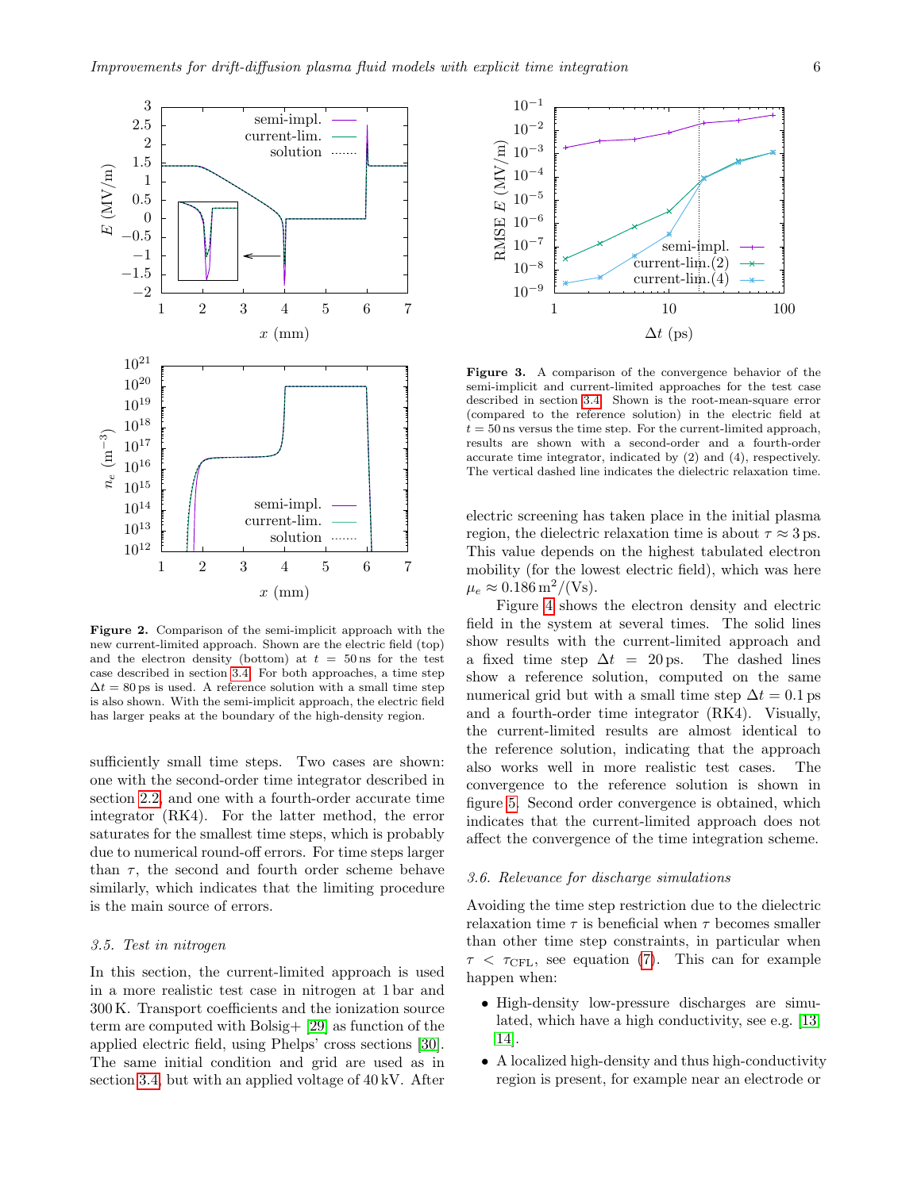**Figure 2.** Comparison of the semi-implicit approach with the new current-limited approach. Shown are the electric field (top) and the electron density (bottom) at $t = 50\,\mathrm{ns}$ for the test case described in section 3.4. For both approaches, a time step $\Delta t = 80\,\mathrm{ps}$ is used. A reference solution with a small time step is also shown. With the semi-implicit approach, the electric field has larger peaks at the boundary of the high-density region.

**Figure 3.** A comparison of the convergence behavior of the semi-implicit and current-limited approaches for the test case described in section 3.4. Shown is the root-mean-square error (compared to the reference solution) in the electric field at $t = 50\,\mathrm{ns}$ versus the time step. For the current-limited approach, results are shown with a second-order and a fourth-order accurate time integrator, indicated by (2) and (4), respectively. The vertical dashed line indicates the dielectric relaxation time.

sufficiently small time steps. Two cases are shown: one with the second-order time integrator described in section 2.2, and one with a fourth-order accurate time integrator (RK4). For the latter method, the error saturates for the smallest time steps, which is probably due to numerical round-off errors. For time steps larger than $\tau$, the second and fourth order scheme behave similarly, which indicates that the limiting procedure is the main source of errors.

### 3.5. Test in nitrogen

In this section, the current-limited approach is used in a more realistic test case in nitrogen at 1 bar and 300 K. Transport coefficients and the ionization source term are computed with Bolsig+ [29] as function of the applied electric field, using Phelps' cross sections [30]. The same initial condition and grid are used as in section 3.4, but with an applied voltage of 40 kV. After electric screening has taken place in the initial plasma region, the dielectric relaxation time is about $\tau \approx 3\,\mathrm{ps}$. This value depends on the highest tabulated electron mobility (for the lowest electric field), which was here $\mu_e \approx 0.186\,\mathrm{m}^2/(\mathrm{Vs})$.

Figure 4 shows the electron density and electric field in the system at several times. The solid lines show results with the current-limited approach and a fixed time step $\Delta t = 20\,\mathrm{ps}$. The dashed lines show a reference solution, computed on the same numerical grid but with a small time step $\Delta t = 0.1\,\mathrm{ps}$ and a fourth-order time integrator (RK4). Visually, the current-limited results are almost identical to the reference solution, indicating that the approach also works well in more realistic test cases. The convergence to the reference solution is shown in figure 5. Second order convergence is obtained, which indicates that the current-limited approach does not affect the convergence of the time integration scheme.

### 3.6. Relevance for discharge simulations

Avoiding the time step restriction due to the dielectric relaxation time $\tau$ is beneficial when $\tau$ becomes smaller than other time step constraints, in particular when $\tau < \tau_{\mathrm{CFL}}$, see equation (7). This can for example happen when:

- High-density low-pressure discharges are simulated, which have a high conductivity, see e.g. [13, 14].
- A localized high-density and thus high-conductivity region is present, for example near an electrode or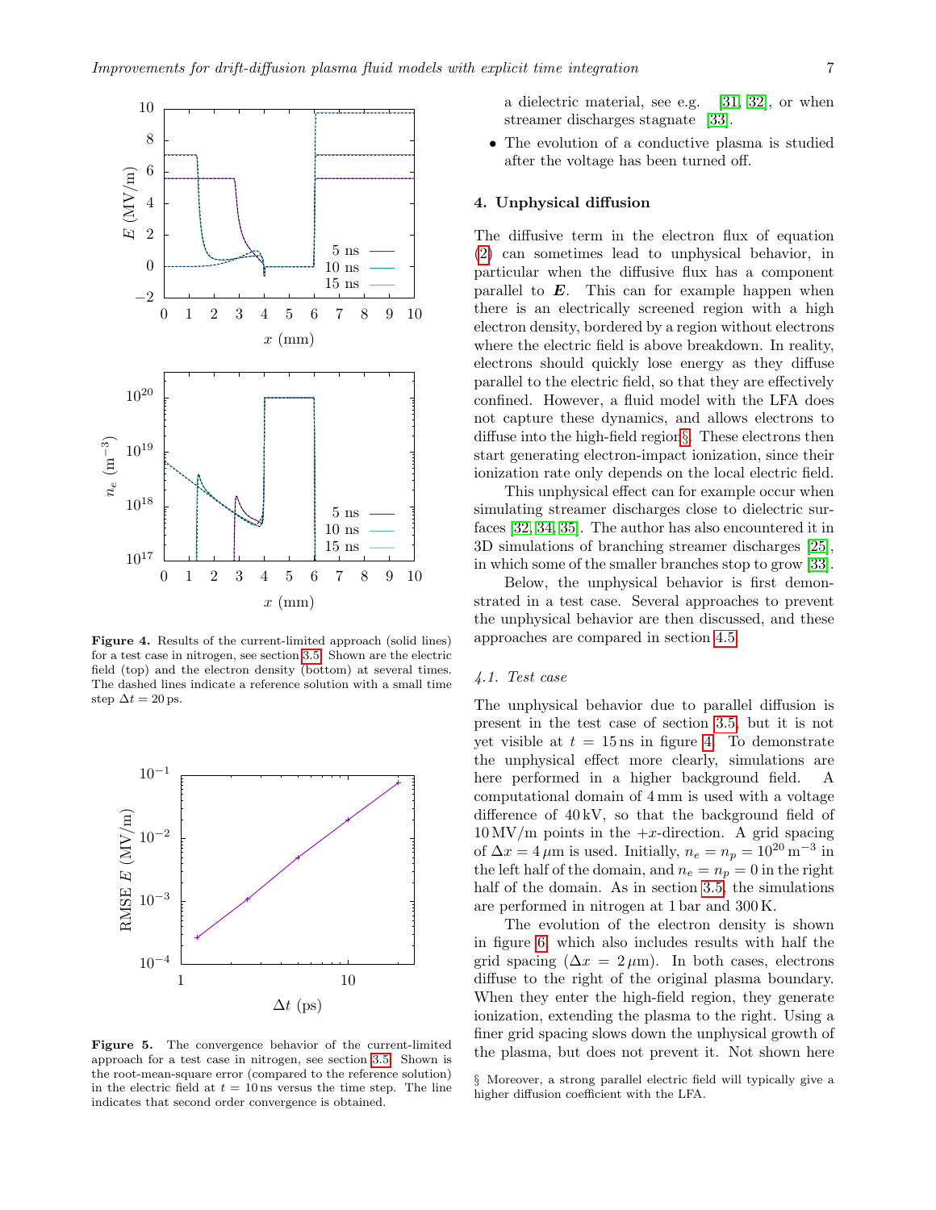Figure 4. Results of the current-limited approach (solid lines) for a test case in nitrogen, see section 3.5. Shown are the electric field (top) and the electron density (bottom) at several times. The dashed lines indicate a reference solution with a small time step $\Delta t = 20\,\mathrm{ps}$.

Figure 5. The convergence behavior of the current-limited approach for a test case in nitrogen, see section 3.5. Shown is the root-mean-square error (compared to the reference solution) in the electric field at $t = 10\,\mathrm{ns}$ versus the time step. The line indicates that second order convergence is obtained.

a dielectric material, see e.g. [31, 32], or when streamer discharges stagnate [33].

- The evolution of a conductive plasma is studied after the voltage has been turned off.

## 4. Unphysical diffusion

The diffusive term in the electron flux of equation (2) can sometimes lead to unphysical behavior, in particular when the diffusive flux has a component parallel to $\boldsymbol{E}$. This can for example happen when there is an electrically screened region with a high electron density, bordered by a region without electrons where the electric field is above breakdown. In reality, electrons should quickly lose energy as they diffuse parallel to the electric field, so that they are effectively confined. However, a fluid model with the LFA does not capture these dynamics, and allows electrons to diffuse into the high-field region§. These electrons then start generating electron-impact ionization, since their ionization rate only depends on the local electric field.

This unphysical effect can for example occur when simulating streamer discharges close to dielectric surfaces [32, 34, 35]. The author has also encountered it in 3D simulations of branching streamer discharges [25], in which some of the smaller branches stop to grow [33].

Below, the unphysical behavior is first demonstrated in a test case. Several approaches to prevent the unphysical behavior are then discussed, and these approaches are compared in section 4.5.

### 4.1. Test case

The unphysical behavior due to parallel diffusion is present in the test case of section 3.5, but it is not yet visible at $t = 15\,\mathrm{ns}$ in figure 4. To demonstrate the unphysical effect more clearly, simulations are here performed in a higher background field. A computational domain of $4\,\mathrm{mm}$ is used with a voltage difference of $40\,\mathrm{kV}$, so that the background field of $10\,\mathrm{MV/m}$ points in the $+x$-direction. A grid spacing of $\Delta x = 4\,\mu\mathrm{m}$ is used. Initially, $n_e = n_p = 10^{20}\,\mathrm{m}^{-3}$ in the left half of the domain, and $n_e = n_p = 0$ in the right half of the domain. As in section 3.5, the simulations are performed in nitrogen at 1 bar and 300 K.

The evolution of the electron density is shown in figure 6, which also includes results with half the grid spacing ($\Delta x = 2\,\mu\mathrm{m}$). In both cases, electrons diffuse to the right of the original plasma boundary. When they enter the high-field region, they generate ionization, extending the plasma to the right. Using a finer grid spacing slows down the unphysical growth of the plasma, but does not prevent it. Not shown here

§ Moreover, a strong parallel electric field will typically give a higher diffusion coefficient with the LFA.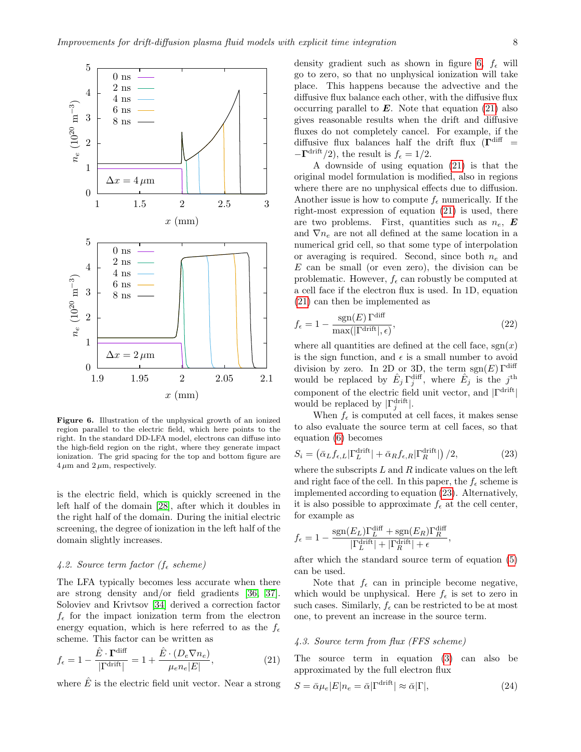Figure 6. Illustration of the unphysical growth of an ionized region parallel to the electric field, which here points to the right. In the standard DD-LFA model, electrons can diffuse into the high-field region on the right, where they generate impact ionization. The grid spacing for the top and bottom figure are $4\,\mu$m and $2\,\mu$m, respectively.

is the electric field, which is quickly screened in the left half of the domain [28], after which it doubles in the right half of the domain. During the initial electric screening, the degree of ionization in the left half of the domain slightly increases.

### 4.2. Source term factor ($f_\epsilon$ scheme)

The LFA typically becomes less accurate when there are strong density and/or field gradients [36, 37]. Soloviev and Krivtsov [34] derived a correction factor $f_\epsilon$ for the impact ionization term from the electron energy equation, which is here referred to as the $f_\epsilon$ scheme. This factor can be written as

$$f_\epsilon = 1 - \frac{\hat{E}\cdot\mathbf{\Gamma}^{\mathrm{diff}}}{|\Gamma^{\mathrm{drift}}|} = 1 + \frac{\hat{E}\cdot(D_e\nabla n_e)}{\mu_e n_e |E|}, \tag{21}$$

where $\hat{E}$ is the electric field unit vector. Near a strong density gradient such as shown in figure 6, $f_\epsilon$ will go to zero, so that no unphysical ionization will take place. This happens because the advective and the diffusive flux balance each other, with the diffusive flux occurring parallel to $\boldsymbol{E}$. Note that equation (21) also gives reasonable results when the drift and diffusive fluxes do not completely cancel. For example, if the diffusive flux balances half the drift flux ($\mathbf{\Gamma}^{\mathrm{diff}} = -\mathbf{\Gamma}^{\mathrm{drift}}/2$), the result is $f_\epsilon = 1/2$.

A downside of using equation (21) is that the original model formulation is modified, also in regions where there are no unphysical effects due to diffusion. Another issue is how to compute $f_\epsilon$ numerically. If the right-most expression of equation (21) is used, there are two problems. First, quantities such as $n_e$, $\boldsymbol{E}$ and $\nabla n_e$ are not all defined at the same location in a numerical grid cell, so that some type of interpolation or averaging is required. Second, since both $n_e$ and $E$ can be small (or even zero), the division can be problematic. However, $f_\epsilon$ can robustly be computed at a cell face if the electron flux is used. In 1D, equation (21) can then be implemented as

$$f_\epsilon = 1 - \frac{\mathrm{sgn}(E)\,\Gamma^{\mathrm{diff}}}{\max(|\Gamma^{\mathrm{drift}}|, \epsilon)}, \tag{22}$$

where all quantities are defined at the cell face, $\mathrm{sgn}(x)$ is the sign function, and $\epsilon$ is a small number to avoid division by zero. In 2D or 3D, the term $\mathrm{sgn}(E)\,\Gamma^{\mathrm{diff}}$ would be replaced by $\hat{E}_j\,\Gamma^{\mathrm{diff}}_j$, where $\hat{E}_j$ is the $j^{\mathrm{th}}$ component of the electric field unit vector, and $|\Gamma^{\mathrm{drift}}|$ would be replaced by $|\Gamma^{\mathrm{drift}}_j|$.

When $f_\epsilon$ is computed at cell faces, it makes sense to also evaluate the source term at cell faces, so that equation (6) becomes

$$S_i = \left(\bar{\alpha}_L f_{\epsilon,L}|\Gamma^{\mathrm{drift}}_L| + \bar{\alpha}_R f_{\epsilon,R}|\Gamma^{\mathrm{drift}}_R|\right)/2, \tag{23}$$

where the subscripts $L$ and $R$ indicate values on the left and right face of the cell. In this paper, the $f_\epsilon$ scheme is implemented according to equation (23). Alternatively, it is also possible to approximate $f_\epsilon$ at the cell center, for example as

$$f_\epsilon = 1 - \frac{\mathrm{sgn}(E_L)\Gamma^{\mathrm{diff}}_L + \mathrm{sgn}(E_R)\Gamma^{\mathrm{diff}}_R}{|\Gamma^{\mathrm{drift}}_L| + |\Gamma^{\mathrm{drift}}_R| + \epsilon},$$

after which the standard source term of equation (5) can be used.

Note that $f_\epsilon$ can in principle become negative, which would be unphysical. Here $f_\epsilon$ is set to zero in such cases. Similarly, $f_\epsilon$ can be restricted to be at most one, to prevent an increase in the source term.

### 4.3. Source term from flux (FFS scheme)

The source term in equation (3) can also be approximated by the full electron flux

$$S = \bar{\alpha}\mu_e|E|n_e = \bar{\alpha}|\Gamma^{\mathrm{drift}}| \approx \bar{\alpha}|\Gamma|, \tag{24}$$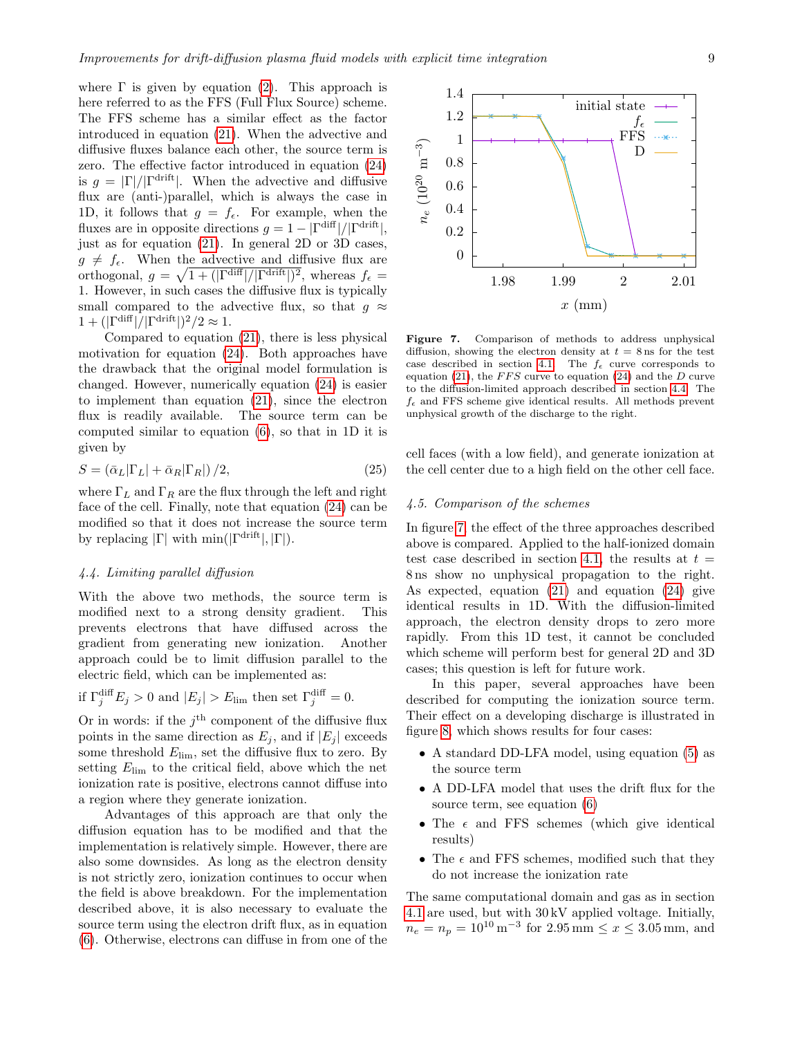where $\Gamma$ is given by equation (2). This approach is here referred to as the FFS (Full Flux Source) scheme. The FFS scheme has a similar effect as the factor introduced in equation (21). When the advective and diffusive fluxes balance each other, the source term is zero. The effective factor introduced in equation (24) is $g = |\Gamma|/|\Gamma^{\rm drift}|$. When the advective and diffusive flux are (anti-)parallel, which is always the case in 1D, it follows that $g = f_\epsilon$. For example, when the fluxes are in opposite directions $g = 1 - |\Gamma^{\rm diff}|/|\Gamma^{\rm drift}|$, just as for equation (21). In general 2D or 3D cases, $g \neq f_\epsilon$. When the advective and diffusive flux are orthogonal, $g = \sqrt{1 + (|\Gamma^{\rm diff}|/|\Gamma^{\rm drift}|)^2}$, whereas $f_\epsilon = 1$. However, in such cases the diffusive flux is typically small compared to the advective flux, so that $g \approx 1 + (|\Gamma^{\rm diff}|/|\Gamma^{\rm drift}|)^2/2 \approx 1$.

Compared to equation (21), there is less physical motivation for equation (24). Both approaches have the drawback that the original model formulation is changed. However, numerically equation (24) is easier to implement than equation (21), since the electron flux is readily available. The source term can be computed similar to equation (6), so that in 1D it is given by

$$S = (\bar{\alpha}_L |\Gamma_L| + \bar{\alpha}_R |\Gamma_R|)/2, \tag{25}$$

where $\Gamma_L$ and $\Gamma_R$ are the flux through the left and right face of the cell. Finally, note that equation (24) can be modified so that it does not increase the source term by replacing $|\Gamma|$ with $\min(|\Gamma^{\rm drift}|, |\Gamma|)$.

### 4.4. Limiting parallel diffusion

With the above two methods, the source term is modified next to a strong density gradient. This prevents electrons that have diffused across the gradient from generating new ionization. Another approach could be to limit diffusion parallel to the electric field, which can be implemented as:

$$\text{if } \Gamma_j^{\rm diff} E_j > 0 \text{ and } |E_j| > E_{\rm lim} \text{ then set } \Gamma_j^{\rm diff} = 0.$$

Or in words: if the $j^{\rm th}$ component of the diffusive flux points in the same direction as $E_j$, and if $|E_j|$ exceeds some threshold $E_{\rm lim}$, set the diffusive flux to zero. By setting $E_{\rm lim}$ to the critical field, above which the net ionization rate is positive, electrons cannot diffuse into a region where they generate ionization.

Advantages of this approach are that only the diffusion equation has to be modified and that the implementation is relatively simple. However, there are also some downsides. As long as the electron density is not strictly zero, ionization continues to occur when the field is above breakdown. For the implementation described above, it is also necessary to evaluate the source term using the electron drift flux, as in equation (6). Otherwise, electrons can diffuse in from one of the cell faces (with a low field), and generate ionization at the cell center due to a high field on the other cell face.

**Figure 7.** Comparison of methods to address unphysical diffusion, showing the electron density at $t = 8\,$ns for the test case described in section 4.1. The $f_\epsilon$ curve corresponds to equation (21), the *FFS* curve to equation (24) and the *D* curve to the diffusion-limited approach described in section 4.4. The $f_\epsilon$ and FFS scheme give identical results. All methods prevent unphysical growth of the discharge to the right.

### 4.5. Comparison of the schemes

In figure 7, the effect of the three approaches described above is compared. Applied to the half-ionized domain test case described in section 4.1, the results at $t = 8\,$ns show no unphysical propagation to the right. As expected, equation (21) and equation (24) give identical results in 1D. With the diffusion-limited approach, the electron density drops to zero more rapidly. From this 1D test, it cannot be concluded which scheme will perform best for general 2D and 3D cases; this question is left for future work.

In this paper, several approaches have been described for computing the ionization source term. Their effect on a developing discharge is illustrated in figure 8, which shows results for four cases:

- A standard DD-LFA model, using equation (5) as the source term
- A DD-LFA model that uses the drift flux for the source term, see equation (6)
- The $\epsilon$ and FFS schemes (which give identical results)
- The $\epsilon$ and FFS schemes, modified such that they do not increase the ionization rate

The same computational domain and gas as in section 4.1 are used, but with 30 kV applied voltage. Initially, $n_e = n_p = 10^{10}\,\mathrm{m}^{-3}$ for $2.95\,\mathrm{mm} \leq x \leq 3.05\,\mathrm{mm}$, and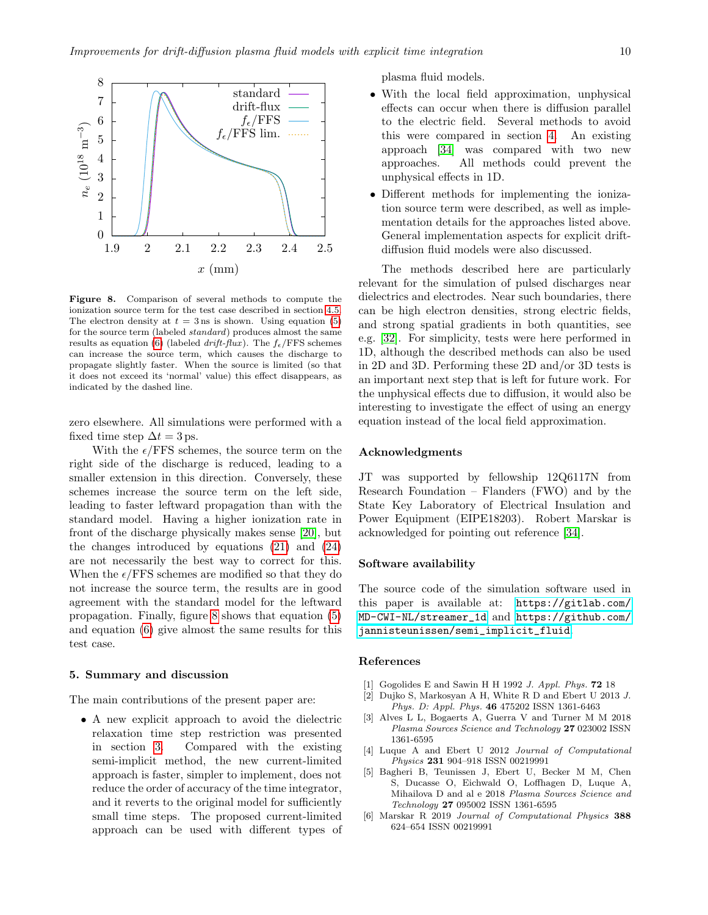**Figure 8.** Comparison of several methods to compute the ionization source term for the test case described in section 4.5. The electron density at $t = 3$ ns is shown. Using equation (5) for the source term (labeled *standard*) produces almost the same results as equation (6) (labeled *drift-flux*). The $f_\epsilon$/FFS schemes can increase the source term, which causes the discharge to propagate slightly faster. When the source is limited (so that it does not exceed its 'normal' value) this effect disappears, as indicated by the dashed line.

zero elsewhere. All simulations were performed with a fixed time step $\Delta t = 3$ ps.

With the $\epsilon$/FFS schemes, the source term on the right side of the discharge is reduced, leading to a smaller extension in this direction. Conversely, these schemes increase the source term on the left side, leading to faster leftward propagation than with the standard model. Having a higher ionization rate in front of the discharge physically makes sense [20], but the changes introduced by equations (21) and (24) are not necessarily the best way to correct for this. When the $\epsilon$/FFS schemes are modified so that they do not increase the source term, the results are in good agreement with the standard model for the leftward propagation. Finally, figure 8 shows that equation (5) and equation (6) give almost the same results for this test case.

## 5. Summary and discussion

The main contributions of the present paper are:

- A new explicit approach to avoid the dielectric relaxation time step restriction was presented in section 3. Compared with the existing semi-implicit method, the new current-limited approach is faster, simpler to implement, does not reduce the order of accuracy of the time integrator, and it reverts to the original model for sufficiently small time steps. The proposed current-limited approach can be used with different types of plasma fluid models.
- With the local field approximation, unphysical effects can occur when there is diffusion parallel to the electric field. Several methods to avoid this were compared in section 4. An existing approach [34] was compared with two new approaches. All methods could prevent the unphysical effects in 1D.
- Different methods for implementing the ionization source term were described, as well as implementation details for the approaches listed above. General implementation aspects for explicit drift-diffusion fluid models were also discussed.

The methods described here are particularly relevant for the simulation of pulsed discharges near dielectrics and electrodes. Near such boundaries, there can be high electron densities, strong electric fields, and strong spatial gradients in both quantities, see e.g. [32]. For simplicity, tests were here performed in 1D, although the described methods can also be used in 2D and 3D. Performing these 2D and/or 3D tests is an important next step that is left for future work. For the unphysical effects due to diffusion, it would also be interesting to investigate the effect of using an energy equation instead of the local field approximation.

### Acknowledgments

JT was supported by fellowship 12Q6117N from Research Foundation – Flanders (FWO) and by the State Key Laboratory of Electrical Insulation and Power Equipment (EIPE18203). Robert Marskar is acknowledged for pointing out reference [34].

### Software availability

The source code of the simulation software used in this paper is available at: `https://gitlab.com/MD-CWI-NL/streamer_1d` and `https://github.com/jannisteunissen/semi_implicit_fluid`

### References

[1] Gogolides E and Sawin H H 1992 *J. Appl. Phys.* **72** 18

[2] Dujko S, Markosyan A H, White R D and Ebert U 2013 *J. Phys. D: Appl. Phys.* **46** 475202 ISSN 1361-6463

[3] Alves L L, Bogaerts A, Guerra V and Turner M M 2018 *Plasma Sources Science and Technology* **27** 023002 ISSN 1361-6595

[4] Luque A and Ebert U 2012 *Journal of Computational Physics* **231** 904–918 ISSN 00219991

[5] Bagheri B, Teunissen J, Ebert U, Becker M M, Chen S, Ducasse O, Eichwald O, Loffhagen D, Luque A, Mihailova D and al e 2018 *Plasma Sources Science and Technology* **27** 095002 ISSN 1361-6595

[6] Marskar R 2019 *Journal of Computational Physics* **388** 624–654 ISSN 00219991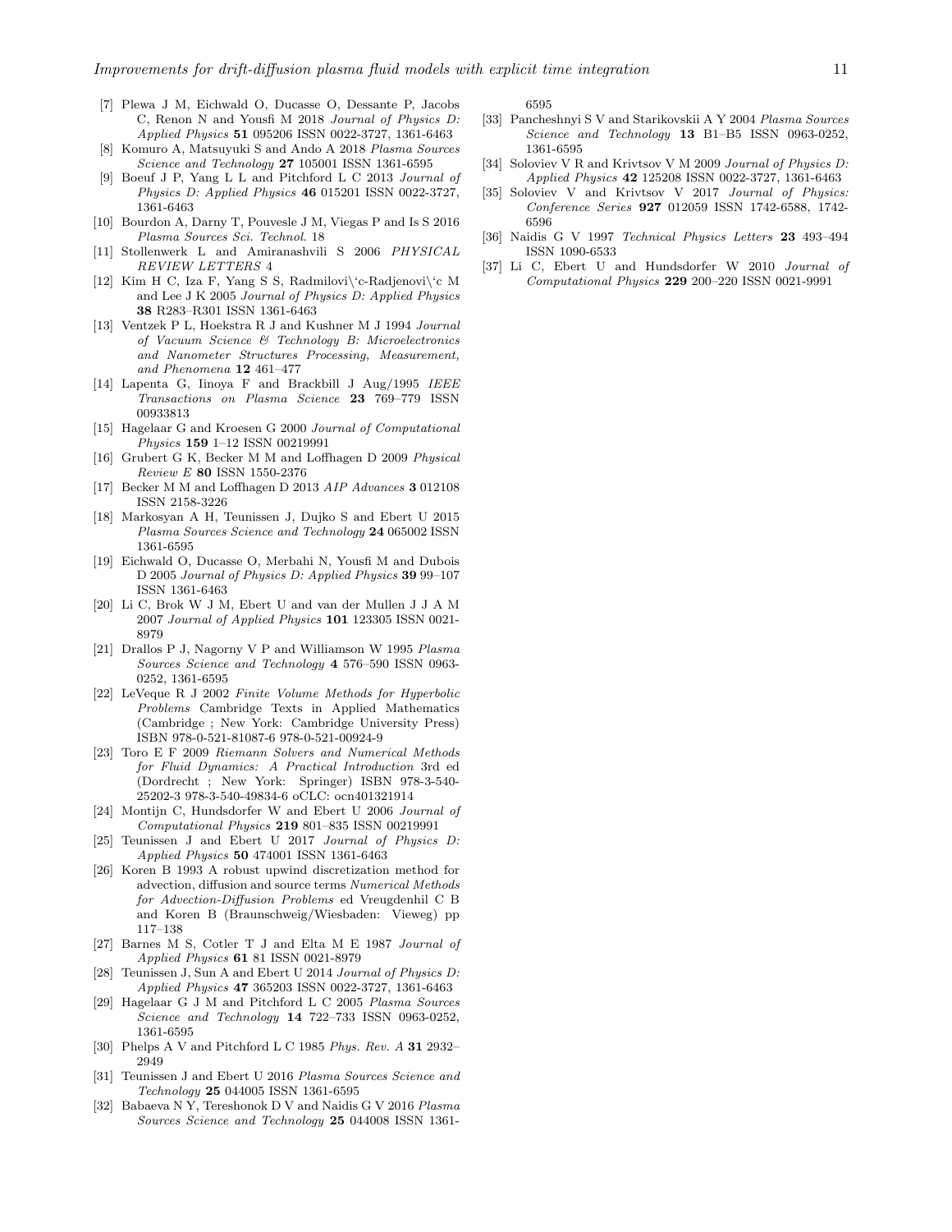- [7] Plewa J M, Eichwald O, Ducasse O, Dessante P, Jacobs C, Renon N and Yousfi M 2018 *Journal of Physics D: Applied Physics* **51** 095206 ISSN 0022-3727, 1361-6463
- [8] Komuro A, Matsuyuki S and Ando A 2018 *Plasma Sources Science and Technology* **27** 105001 ISSN 1361-6595
- [9] Boeuf J P, Yang L L and Pitchford L C 2013 *Journal of Physics D: Applied Physics* **46** 015201 ISSN 0022-3727, 1361-6463
- [10] Bourdon A, Darny T, Pouvesle J M, Viegas P and Is S 2016 *Plasma Sources Sci. Technol.* 18
- [11] Stollenwerk L and Amiranashvili S 2006 *PHYSICAL REVIEW LETTERS* 4
- [12] Kim H C, Iza F, Yang S S, Radmilovi\'c-Radjenovi\'c M and Lee J K 2005 *Journal of Physics D: Applied Physics* **38** R283–R301 ISSN 1361-6463
- [13] Ventzek P L, Hoekstra R J and Kushner M J 1994 *Journal of Vacuum Science & Technology B: Microelectronics and Nanometer Structures Processing, Measurement, and Phenomena* **12** 461–477
- [14] Lapenta G, Iinoya F and Brackbill J Aug/1995 *IEEE Transactions on Plasma Science* **23** 769–779 ISSN 00933813
- [15] Hagelaar G and Kroesen G 2000 *Journal of Computational Physics* **159** 1–12 ISSN 00219991
- [16] Grubert G K, Becker M M and Loffhagen D 2009 *Physical Review E* **80** ISSN 1550-2376
- [17] Becker M M and Loffhagen D 2013 *AIP Advances* **3** 012108 ISSN 2158-3226
- [18] Markosyan A H, Teunissen J, Dujko S and Ebert U 2015 *Plasma Sources Science and Technology* **24** 065002 ISSN 1361-6595
- [19] Eichwald O, Ducasse O, Merbahi N, Yousfi M and Dubois D 2005 *Journal of Physics D: Applied Physics* **39** 99–107 ISSN 1361-6463
- [20] Li C, Brok W J M, Ebert U and van der Mullen J J A M 2007 *Journal of Applied Physics* **101** 123305 ISSN 0021-8979
- [21] Drallos P J, Nagorny V P and Williamson W 1995 *Plasma Sources Science and Technology* **4** 576–590 ISSN 0963-0252, 1361-6595
- [22] LeVeque R J 2002 *Finite Volume Methods for Hyperbolic Problems* Cambridge Texts in Applied Mathematics (Cambridge ; New York: Cambridge University Press) ISBN 978-0-521-81087-6 978-0-521-00924-9
- [23] Toro E F 2009 *Riemann Solvers and Numerical Methods for Fluid Dynamics: A Practical Introduction* 3rd ed (Dordrecht ; New York: Springer) ISBN 978-3-540-25202-3 978-3-540-49834-6 oCLC: ocn401321914
- [24] Montijn C, Hundsdorfer W and Ebert U 2006 *Journal of Computational Physics* **219** 801–835 ISSN 00219991
- [25] Teunissen J and Ebert U 2017 *Journal of Physics D: Applied Physics* **50** 474001 ISSN 1361-6463
- [26] Koren B 1993 A robust upwind discretization method for advection, diffusion and source terms *Numerical Methods for Advection-Diffusion Problems* ed Vreugdenhil C B and Koren B (Braunschweig/Wiesbaden: Vieweg) pp 117–138
- [27] Barnes M S, Cotler T J and Elta M E 1987 *Journal of Applied Physics* **61** 81 ISSN 0021-8979
- [28] Teunissen J, Sun A and Ebert U 2014 *Journal of Physics D: Applied Physics* **47** 365203 ISSN 0022-3727, 1361-6463
- [29] Hagelaar G J M and Pitchford L C 2005 *Plasma Sources Science and Technology* **14** 722–733 ISSN 0963-0252, 1361-6595
- [30] Phelps A V and Pitchford L C 1985 *Phys. Rev. A* **31** 2932–2949
- [31] Teunissen J and Ebert U 2016 *Plasma Sources Science and Technology* **25** 044005 ISSN 1361-6595
- [32] Babaeva N Y, Tereshonok D V and Naidis G V 2016 *Plasma Sources Science and Technology* **25** 044008 ISSN 1361-6595
- [33] Pancheshnyi S V and Starikovskii A Y 2004 *Plasma Sources Science and Technology* **13** B1–B5 ISSN 0963-0252, 1361-6595
- [34] Soloviev V R and Krivtsov V M 2009 *Journal of Physics D: Applied Physics* **42** 125208 ISSN 0022-3727, 1361-6463
- [35] Soloviev V and Krivtsov V 2017 *Journal of Physics: Conference Series* **927** 012059 ISSN 1742-6588, 1742-6596
- [36] Naidis G V 1997 *Technical Physics Letters* **23** 493–494 ISSN 1090-6533
- [37] Li C, Ebert U and Hundsdorfer W 2010 *Journal of Computational Physics* **229** 200–220 ISSN 0021-9991